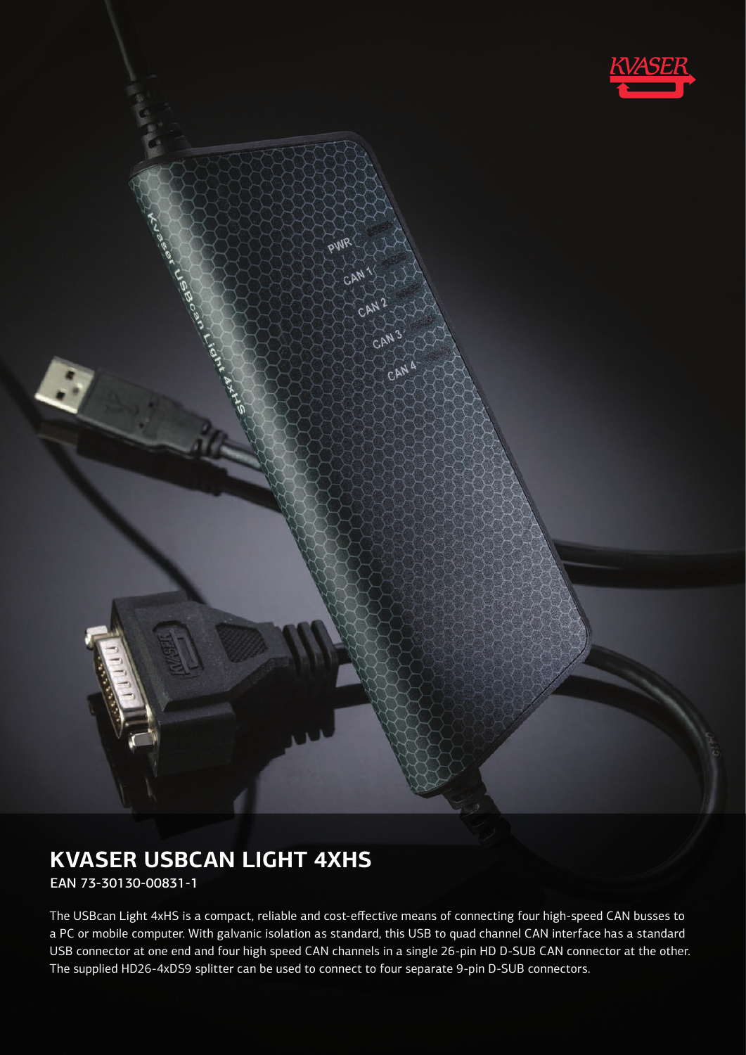# KVASER USBCAN LIGHT 4XHS

EAN 73-30130-00831-1

The USBcan Light 4xHS is a compact, reliable and cost-effective means of connecting four high-speed CAN busses to a PC or mobile computer. With galvanic isolation as standard, this USB to quad channel CAN interface has a standard USB connector at one end and four high speed CAN channels in a single 26-pin HD D-SUB CAN connector at the other. The supplied HD26-4xDS9 splitter can be used to connect to four separate 9-pin D-SUB connectors.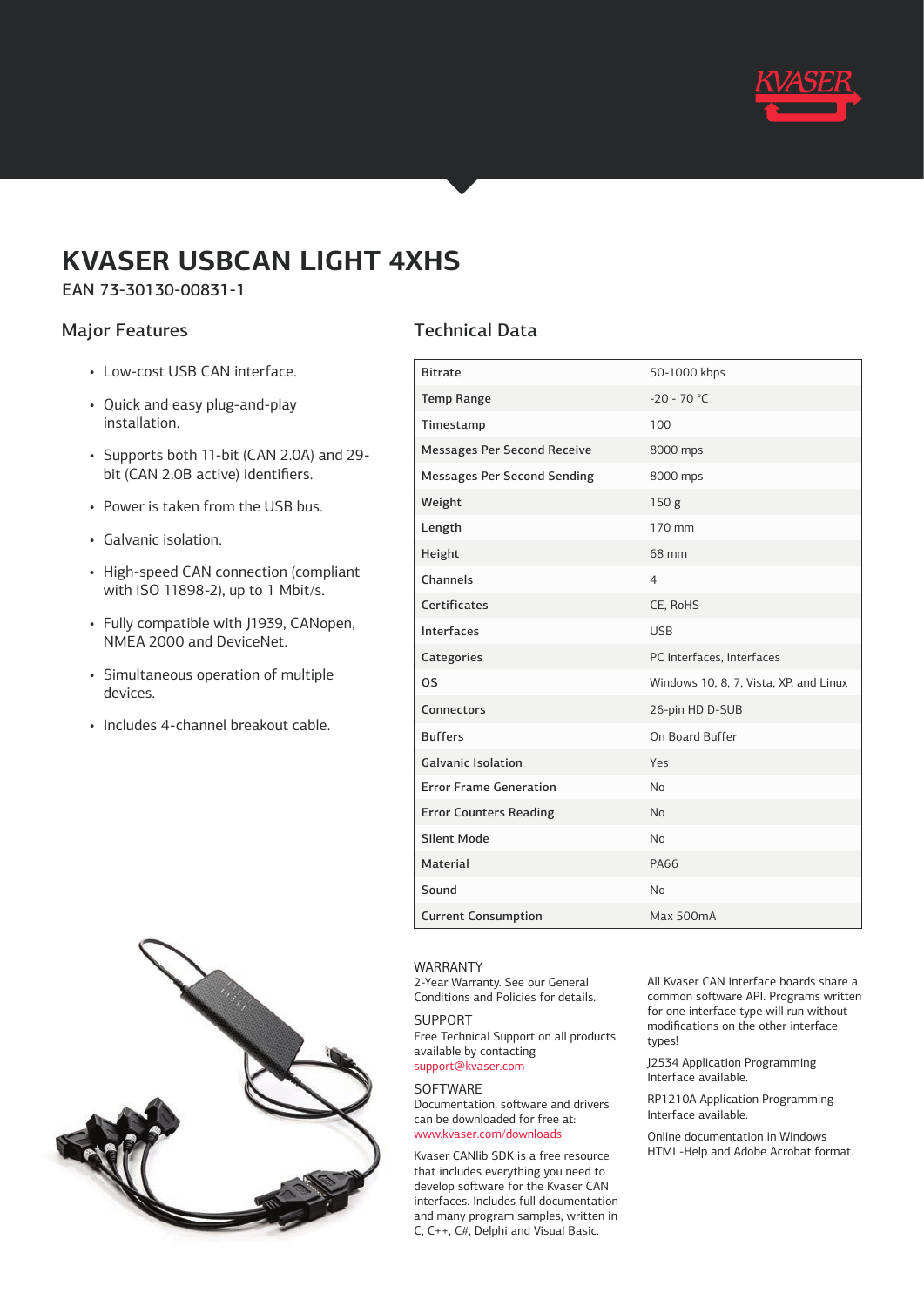# KVASER USBCAN LIGHT 4XHS

EAN 73-30130-00831-1

## Major Features

- Low-cost USB CAN interface.
- Quick and easy plug-and-play installation.
- Supports both 11-bit (CAN 2.0A) and 29-bit (CAN 2.0B active) identifiers.
- Power is taken from the USB bus.
- Galvanic isolation.
- High-speed CAN connection (compliant with ISO 11898-2), up to 1 Mbit/s.
- Fully compatible with J1939, CANopen, NMEA 2000 and DeviceNet.
- Simultaneous operation of multiple devices.
- Includes 4-channel breakout cable.

## Technical Data

| | |
|---|---|
| Bitrate | 50-1000 kbps |
| Temp Range | -20 - 70 °C |
| Timestamp | 100 |
| Messages Per Second Receive | 8000 mps |
| Messages Per Second Sending | 8000 mps |
| Weight | 150 g |
| Length | 170 mm |
| Height | 68 mm |
| Channels | 4 |
| Certificates | CE, RoHS |
| Interfaces | USB |
| Categories | PC Interfaces, Interfaces |
| OS | Windows 10, 8, 7, Vista, XP, and Linux |
| Connectors | 26-pin HD D-SUB |
| Buffers | On Board Buffer |
| Galvanic Isolation | Yes |
| Error Frame Generation | No |
| Error Counters Reading | No |
| Silent Mode | No |
| Material | PA66 |
| Sound | No |
| Current Consumption | Max 500mA |

WARRANTY
2-Year Warranty. See our General Conditions and Policies for details.

SUPPORT
Free Technical Support on all products available by contacting support@kvaser.com

SOFTWARE
Documentation, software and drivers can be downloaded for free at: www.kvaser.com/downloads

Kvaser CANlib SDK is a free resource that includes everything you need to develop software for the Kvaser CAN interfaces. Includes full documentation and many program samples, written in C, C++, C#, Delphi and Visual Basic.

All Kvaser CAN interface boards share a common software API. Programs written for one interface type will run without modifications on the other interface types!

J2534 Application Programming Interface available.

RP1210A Application Programming Interface available.

Online documentation in Windows HTML-Help and Adobe Acrobat format.